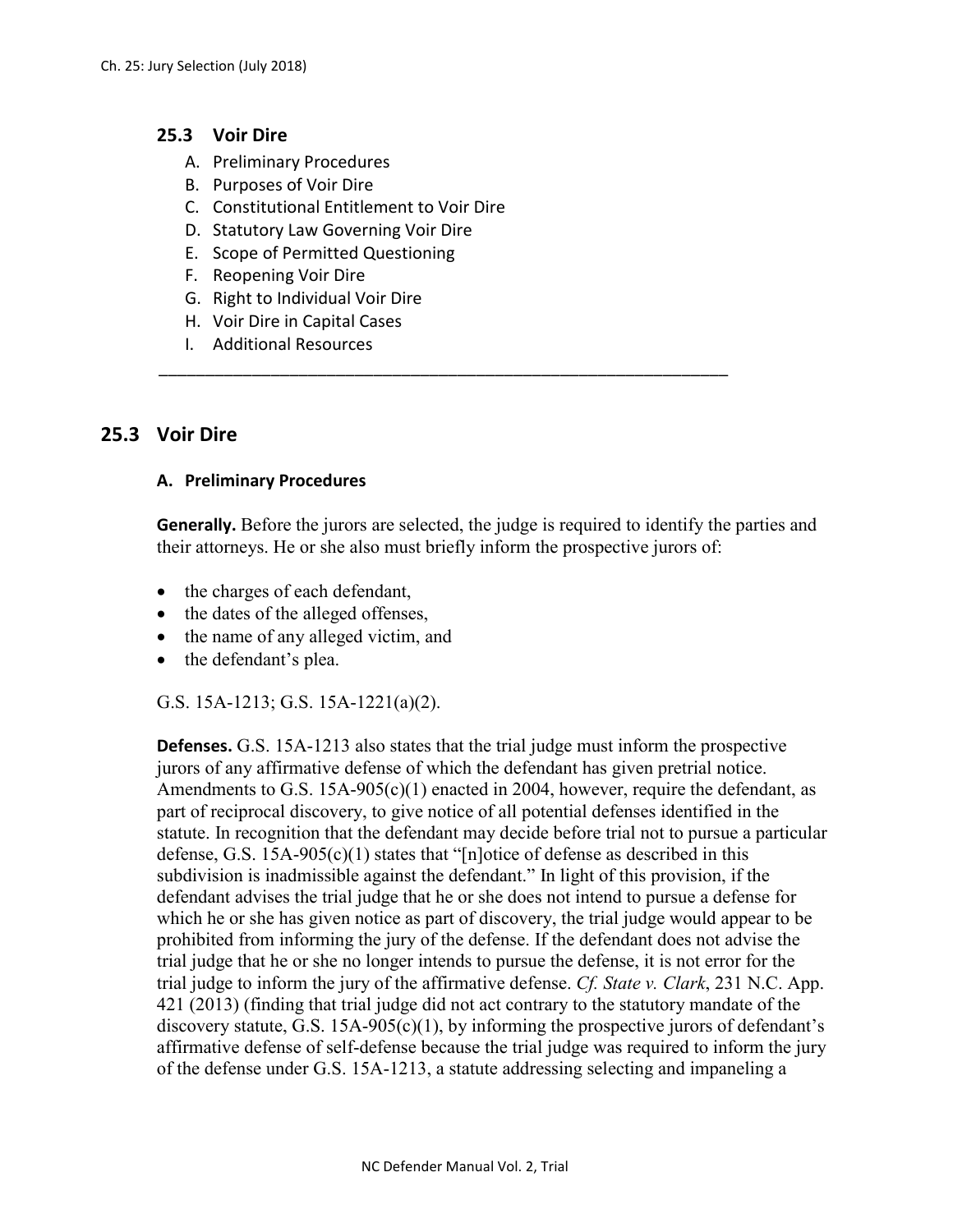## 25.3 Voir Dire

A. Preliminary Procedures
B. Purposes of Voir Dire
C. Constitutional Entitlement to Voir Dire
D. Statutory Law Governing Voir Dire
E. Scope of Permitted Questioning
F. Reopening Voir Dire
G. Right to Individual Voir Dire
H. Voir Dire in Capital Cases
I. Additional Resources

---

## 25.3 Voir Dire

### A. Preliminary Procedures

**Generally.** Before the jurors are selected, the judge is required to identify the parties and their attorneys. He or she also must briefly inform the prospective jurors of:

- the charges of each defendant,
- the dates of the alleged offenses,
- the name of any alleged victim, and
- the defendant's plea.

G.S. 15A-1213; G.S. 15A-1221(a)(2).

**Defenses.** G.S. 15A-1213 also states that the trial judge must inform the prospective jurors of any affirmative defense of which the defendant has given pretrial notice. Amendments to G.S. 15A-905(c)(1) enacted in 2004, however, require the defendant, as part of reciprocal discovery, to give notice of all potential defenses identified in the statute. In recognition that the defendant may decide before trial not to pursue a particular defense, G.S. 15A-905(c)(1) states that "[n]otice of defense as described in this subdivision is inadmissible against the defendant." In light of this provision, if the defendant advises the trial judge that he or she does not intend to pursue a defense for which he or she has given notice as part of discovery, the trial judge would appear to be prohibited from informing the jury of the defense. If the defendant does not advise the trial judge that he or she no longer intends to pursue the defense, it is not error for the trial judge to inform the jury of the affirmative defense. *Cf. State v. Clark*, 231 N.C. App. 421 (2013) (finding that trial judge did not act contrary to the statutory mandate of the discovery statute, G.S. 15A-905(c)(1), by informing the prospective jurors of defendant's affirmative defense of self-defense because the trial judge was required to inform the jury of the defense under G.S. 15A-1213, a statute addressing selecting and impaneling a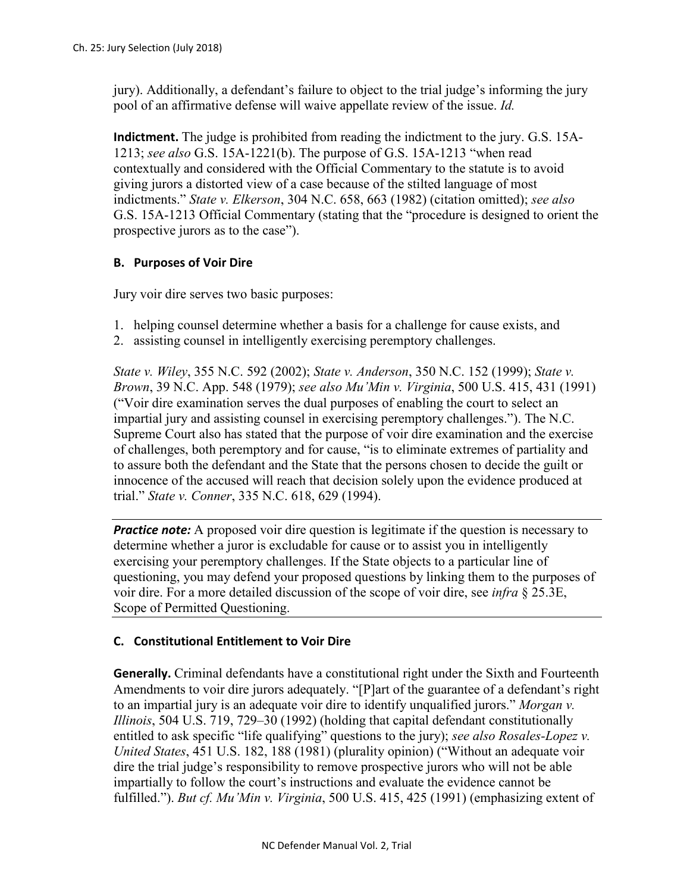jury). Additionally, a defendant's failure to object to the trial judge's informing the jury pool of an affirmative defense will waive appellate review of the issue. *Id.*

**Indictment.** The judge is prohibited from reading the indictment to the jury. G.S. 15A-1213; *see also* G.S. 15A-1221(b). The purpose of G.S. 15A-1213 "when read contextually and considered with the Official Commentary to the statute is to avoid giving jurors a distorted view of a case because of the stilted language of most indictments." *State v. Elkerson*, 304 N.C. 658, 663 (1982) (citation omitted); *see also* G.S. 15A-1213 Official Commentary (stating that the "procedure is designed to orient the prospective jurors as to the case").

### B. Purposes of Voir Dire

Jury voir dire serves two basic purposes:

1. helping counsel determine whether a basis for a challenge for cause exists, and
2. assisting counsel in intelligently exercising peremptory challenges.

*State v. Wiley*, 355 N.C. 592 (2002); *State v. Anderson*, 350 N.C. 152 (1999); *State v. Brown*, 39 N.C. App. 548 (1979); *see also Mu'Min v. Virginia*, 500 U.S. 415, 431 (1991) ("Voir dire examination serves the dual purposes of enabling the court to select an impartial jury and assisting counsel in exercising peremptory challenges."). The N.C. Supreme Court also has stated that the purpose of voir dire examination and the exercise of challenges, both peremptory and for cause, "is to eliminate extremes of partiality and to assure both the defendant and the State that the persons chosen to decide the guilt or innocence of the accused will reach that decision solely upon the evidence produced at trial." *State v. Conner*, 335 N.C. 618, 629 (1994).

***Practice note:*** A proposed voir dire question is legitimate if the question is necessary to determine whether a juror is excludable for cause or to assist you in intelligently exercising your peremptory challenges. If the State objects to a particular line of questioning, you may defend your proposed questions by linking them to the purposes of voir dire. For a more detailed discussion of the scope of voir dire, see *infra* § 25.3E, Scope of Permitted Questioning.

### C. Constitutional Entitlement to Voir Dire

**Generally.** Criminal defendants have a constitutional right under the Sixth and Fourteenth Amendments to voir dire jurors adequately. "[P]art of the guarantee of a defendant's right to an impartial jury is an adequate voir dire to identify unqualified jurors." *Morgan v. Illinois*, 504 U.S. 719, 729–30 (1992) (holding that capital defendant constitutionally entitled to ask specific "life qualifying" questions to the jury); *see also Rosales-Lopez v. United States*, 451 U.S. 182, 188 (1981) (plurality opinion) ("Without an adequate voir dire the trial judge's responsibility to remove prospective jurors who will not be able impartially to follow the court's instructions and evaluate the evidence cannot be fulfilled."). *But cf. Mu'Min v. Virginia*, 500 U.S. 415, 425 (1991) (emphasizing extent of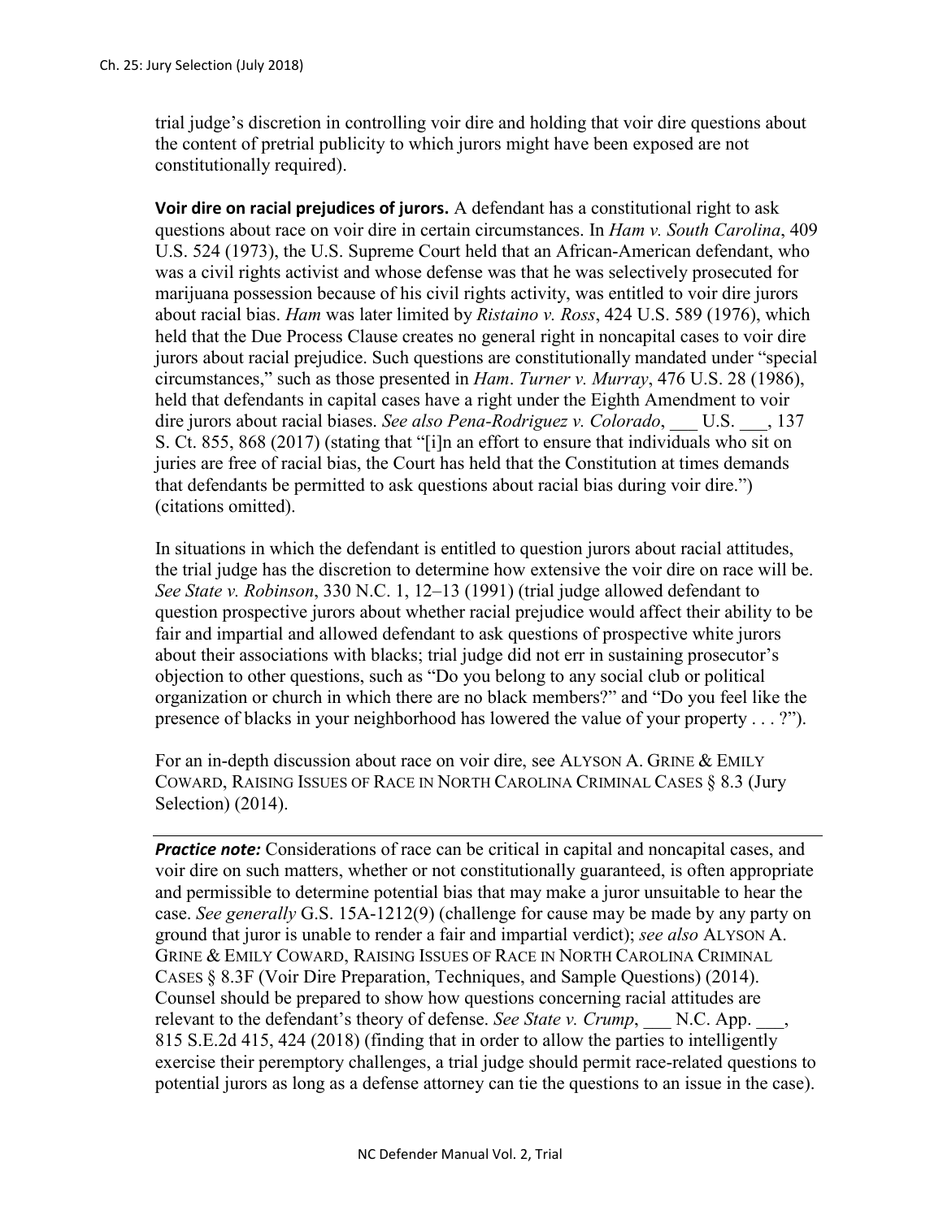trial judge's discretion in controlling voir dire and holding that voir dire questions about the content of pretrial publicity to which jurors might have been exposed are not constitutionally required).

**Voir dire on racial prejudices of jurors.** A defendant has a constitutional right to ask questions about race on voir dire in certain circumstances. In *Ham v. South Carolina*, 409 U.S. 524 (1973), the U.S. Supreme Court held that an African-American defendant, who was a civil rights activist and whose defense was that he was selectively prosecuted for marijuana possession because of his civil rights activity, was entitled to voir dire jurors about racial bias. *Ham* was later limited by *Ristaino v. Ross*, 424 U.S. 589 (1976), which held that the Due Process Clause creates no general right in noncapital cases to voir dire jurors about racial prejudice. Such questions are constitutionally mandated under "special circumstances," such as those presented in *Ham*. *Turner v. Murray*, 476 U.S. 28 (1986), held that defendants in capital cases have a right under the Eighth Amendment to voir dire jurors about racial biases. *See also Pena-Rodriguez v. Colorado*, ___ U.S. ___, 137 S. Ct. 855, 868 (2017) (stating that "[i]n an effort to ensure that individuals who sit on juries are free of racial bias, the Court has held that the Constitution at times demands that defendants be permitted to ask questions about racial bias during voir dire.") (citations omitted).

In situations in which the defendant is entitled to question jurors about racial attitudes, the trial judge has the discretion to determine how extensive the voir dire on race will be. *See State v. Robinson*, 330 N.C. 1, 12–13 (1991) (trial judge allowed defendant to question prospective jurors about whether racial prejudice would affect their ability to be fair and impartial and allowed defendant to ask questions of prospective white jurors about their associations with blacks; trial judge did not err in sustaining prosecutor's objection to other questions, such as "Do you belong to any social club or political organization or church in which there are no black members?" and "Do you feel like the presence of blacks in your neighborhood has lowered the value of your property . . . ?").

For an in-depth discussion about race on voir dire, see ALYSON A. GRINE & EMILY COWARD, RAISING ISSUES OF RACE IN NORTH CAROLINA CRIMINAL CASES § 8.3 (Jury Selection) (2014).

***Practice note:*** Considerations of race can be critical in capital and noncapital cases, and voir dire on such matters, whether or not constitutionally guaranteed, is often appropriate and permissible to determine potential bias that may make a juror unsuitable to hear the case. *See generally* G.S. 15A-1212(9) (challenge for cause may be made by any party on ground that juror is unable to render a fair and impartial verdict); *see also* ALYSON A. GRINE & EMILY COWARD, RAISING ISSUES OF RACE IN NORTH CAROLINA CRIMINAL CASES § 8.3F (Voir Dire Preparation, Techniques, and Sample Questions) (2014). Counsel should be prepared to show how questions concerning racial attitudes are relevant to the defendant's theory of defense. *See State v. Crump*, ___ N.C. App. ___, 815 S.E.2d 415, 424 (2018) (finding that in order to allow the parties to intelligently exercise their peremptory challenges, a trial judge should permit race-related questions to potential jurors as long as a defense attorney can tie the questions to an issue in the case).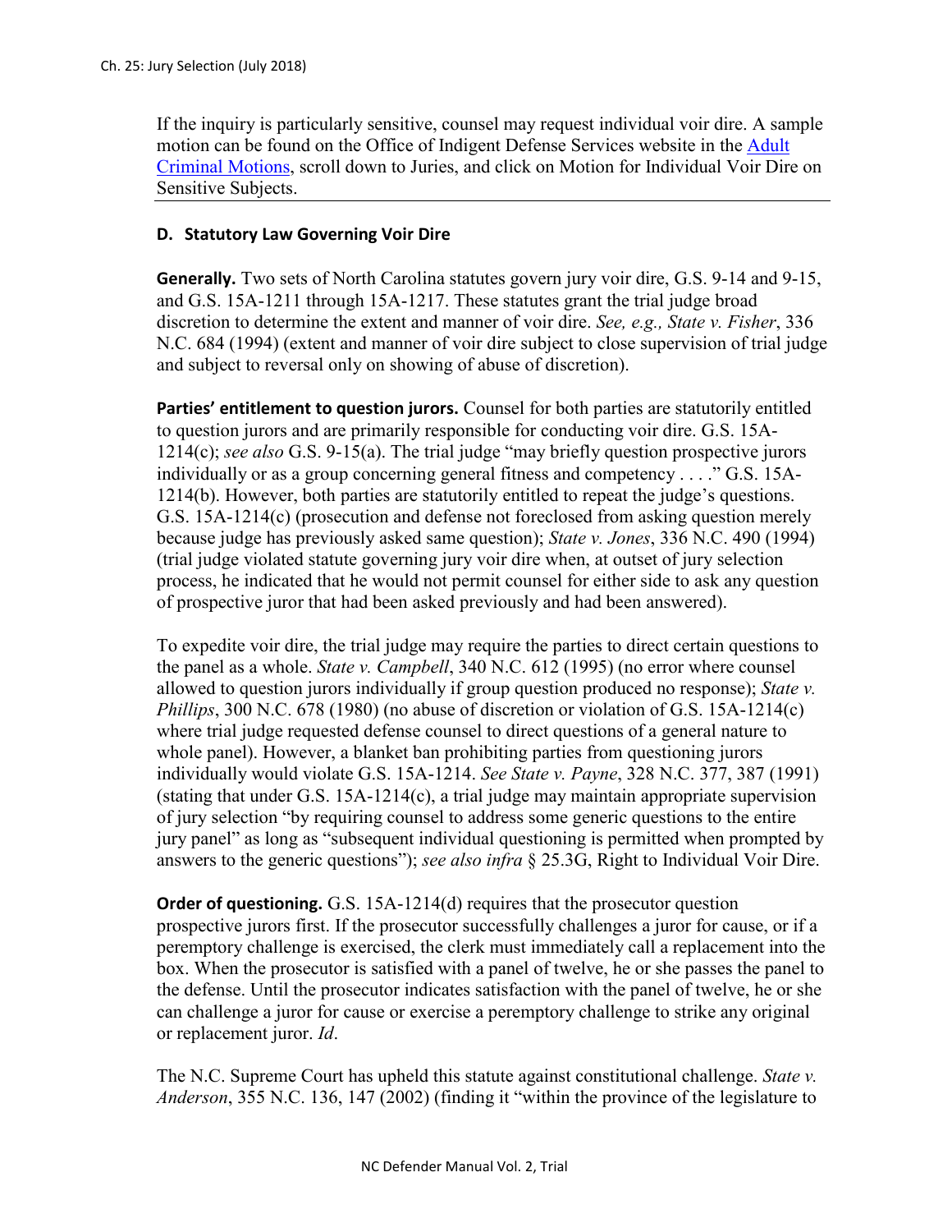If the inquiry is particularly sensitive, counsel may request individual voir dire. A sample motion can be found on the Office of Indigent Defense Services website in the Adult Criminal Motions, scroll down to Juries, and click on Motion for Individual Voir Dire on Sensitive Subjects.

### D. Statutory Law Governing Voir Dire

**Generally.** Two sets of North Carolina statutes govern jury voir dire, G.S. 9-14 and 9-15, and G.S. 15A-1211 through 15A-1217. These statutes grant the trial judge broad discretion to determine the extent and manner of voir dire. *See, e.g., State v. Fisher*, 336 N.C. 684 (1994) (extent and manner of voir dire subject to close supervision of trial judge and subject to reversal only on showing of abuse of discretion).

**Parties' entitlement to question jurors.** Counsel for both parties are statutorily entitled to question jurors and are primarily responsible for conducting voir dire. G.S. 15A-1214(c); *see also* G.S. 9-15(a). The trial judge "may briefly question prospective jurors individually or as a group concerning general fitness and competency . . . ." G.S. 15A-1214(b). However, both parties are statutorily entitled to repeat the judge's questions. G.S. 15A-1214(c) (prosecution and defense not foreclosed from asking question merely because judge has previously asked same question); *State v. Jones*, 336 N.C. 490 (1994) (trial judge violated statute governing jury voir dire when, at outset of jury selection process, he indicated that he would not permit counsel for either side to ask any question of prospective juror that had been asked previously and had been answered).

To expedite voir dire, the trial judge may require the parties to direct certain questions to the panel as a whole. *State v. Campbell*, 340 N.C. 612 (1995) (no error where counsel allowed to question jurors individually if group question produced no response); *State v. Phillips*, 300 N.C. 678 (1980) (no abuse of discretion or violation of G.S. 15A-1214(c) where trial judge requested defense counsel to direct questions of a general nature to whole panel). However, a blanket ban prohibiting parties from questioning jurors individually would violate G.S. 15A-1214. *See State v. Payne*, 328 N.C. 377, 387 (1991) (stating that under G.S. 15A-1214(c), a trial judge may maintain appropriate supervision of jury selection "by requiring counsel to address some generic questions to the entire jury panel" as long as "subsequent individual questioning is permitted when prompted by answers to the generic questions"); *see also infra* § 25.3G, Right to Individual Voir Dire.

**Order of questioning.** G.S. 15A-1214(d) requires that the prosecutor question prospective jurors first. If the prosecutor successfully challenges a juror for cause, or if a peremptory challenge is exercised, the clerk must immediately call a replacement into the box. When the prosecutor is satisfied with a panel of twelve, he or she passes the panel to the defense. Until the prosecutor indicates satisfaction with the panel of twelve, he or she can challenge a juror for cause or exercise a peremptory challenge to strike any original or replacement juror. *Id*.

The N.C. Supreme Court has upheld this statute against constitutional challenge. *State v. Anderson*, 355 N.C. 136, 147 (2002) (finding it "within the province of the legislature to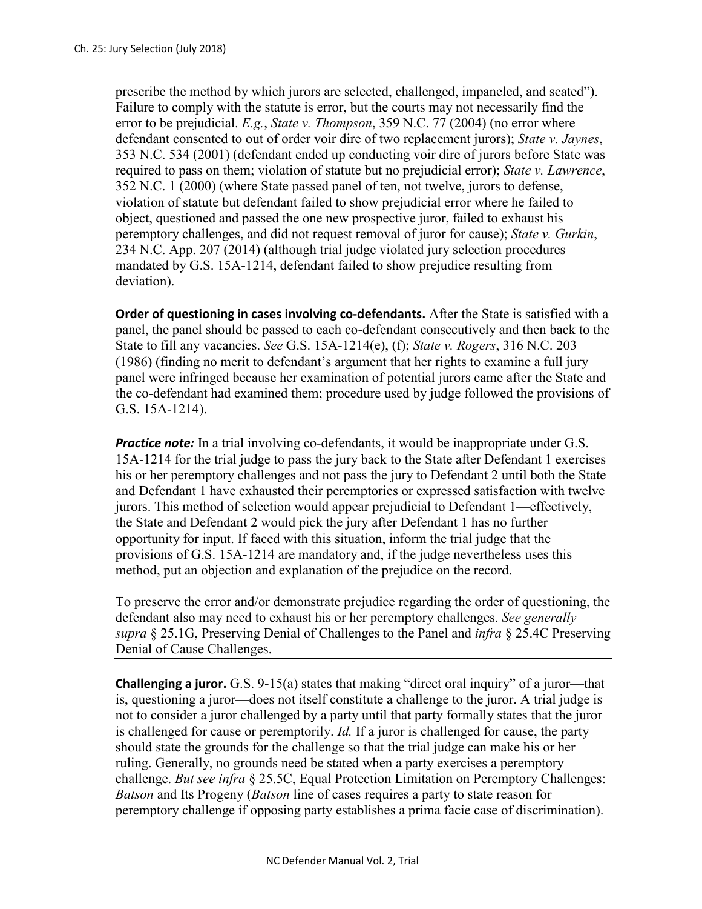prescribe the method by which jurors are selected, challenged, impaneled, and seated"). Failure to comply with the statute is error, but the courts may not necessarily find the error to be prejudicial. *E.g.*, *State v. Thompson*, 359 N.C. 77 (2004) (no error where defendant consented to out of order voir dire of two replacement jurors); *State v. Jaynes*, 353 N.C. 534 (2001) (defendant ended up conducting voir dire of jurors before State was required to pass on them; violation of statute but no prejudicial error); *State v. Lawrence*, 352 N.C. 1 (2000) (where State passed panel of ten, not twelve, jurors to defense, violation of statute but defendant failed to show prejudicial error where he failed to object, questioned and passed the one new prospective juror, failed to exhaust his peremptory challenges, and did not request removal of juror for cause); *State v. Gurkin*, 234 N.C. App. 207 (2014) (although trial judge violated jury selection procedures mandated by G.S. 15A-1214, defendant failed to show prejudice resulting from deviation).

**Order of questioning in cases involving co-defendants.** After the State is satisfied with a panel, the panel should be passed to each co-defendant consecutively and then back to the State to fill any vacancies. *See* G.S. 15A-1214(e), (f); *State v. Rogers*, 316 N.C. 203 (1986) (finding no merit to defendant's argument that her rights to examine a full jury panel were infringed because her examination of potential jurors came after the State and the co-defendant had examined them; procedure used by judge followed the provisions of G.S. 15A-1214).

***Practice note:*** In a trial involving co-defendants, it would be inappropriate under G.S. 15A-1214 for the trial judge to pass the jury back to the State after Defendant 1 exercises his or her peremptory challenges and not pass the jury to Defendant 2 until both the State and Defendant 1 have exhausted their peremptories or expressed satisfaction with twelve jurors. This method of selection would appear prejudicial to Defendant 1—effectively, the State and Defendant 2 would pick the jury after Defendant 1 has no further opportunity for input. If faced with this situation, inform the trial judge that the provisions of G.S. 15A-1214 are mandatory and, if the judge nevertheless uses this method, put an objection and explanation of the prejudice on the record.

To preserve the error and/or demonstrate prejudice regarding the order of questioning, the defendant also may need to exhaust his or her peremptory challenges. *See generally supra* § 25.1G, Preserving Denial of Challenges to the Panel and *infra* § 25.4C Preserving Denial of Cause Challenges.

**Challenging a juror.** G.S. 9-15(a) states that making "direct oral inquiry" of a juror—that is, questioning a juror—does not itself constitute a challenge to the juror. A trial judge is not to consider a juror challenged by a party until that party formally states that the juror is challenged for cause or peremptorily. *Id.* If a juror is challenged for cause, the party should state the grounds for the challenge so that the trial judge can make his or her ruling. Generally, no grounds need be stated when a party exercises a peremptory challenge. *But see infra* § 25.5C, Equal Protection Limitation on Peremptory Challenges: *Batson* and Its Progeny (*Batson* line of cases requires a party to state reason for peremptory challenge if opposing party establishes a prima facie case of discrimination).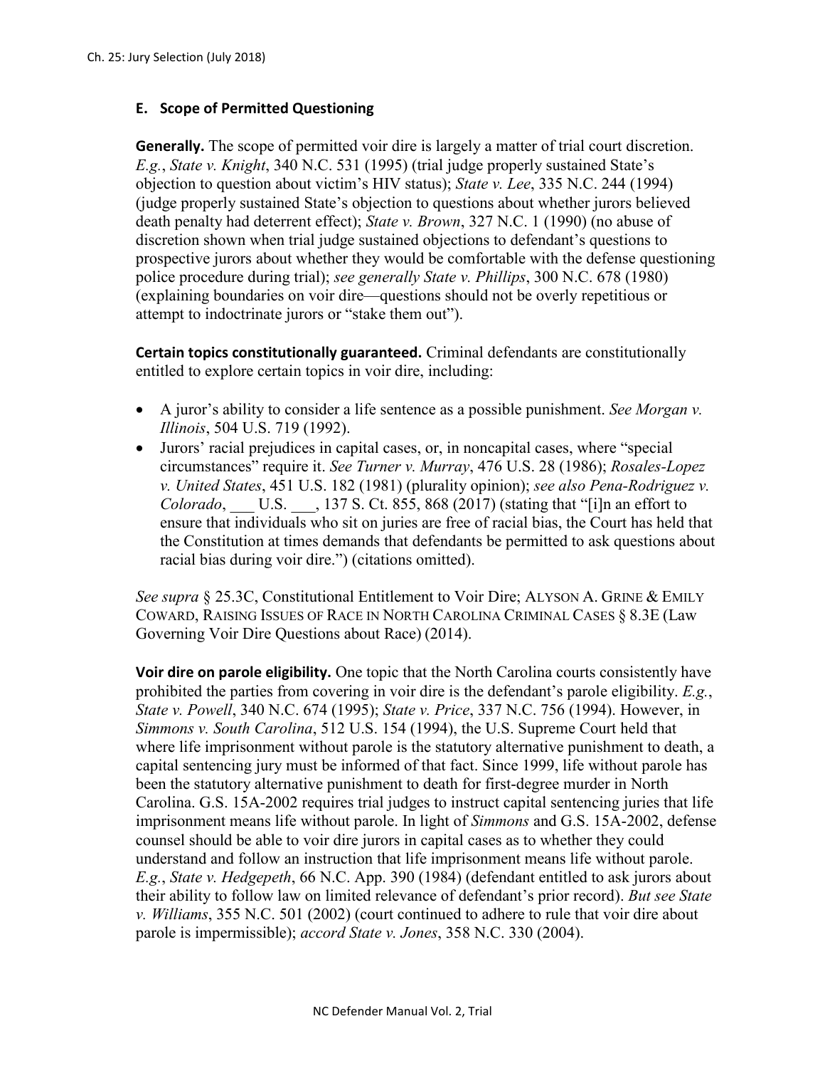### E. Scope of Permitted Questioning

**Generally.** The scope of permitted voir dire is largely a matter of trial court discretion. *E.g.*, *State v. Knight*, 340 N.C. 531 (1995) (trial judge properly sustained State's objection to question about victim's HIV status); *State v. Lee*, 335 N.C. 244 (1994) (judge properly sustained State's objection to questions about whether jurors believed death penalty had deterrent effect); *State v. Brown*, 327 N.C. 1 (1990) (no abuse of discretion shown when trial judge sustained objections to defendant's questions to prospective jurors about whether they would be comfortable with the defense questioning police procedure during trial); *see generally State v. Phillips*, 300 N.C. 678 (1980) (explaining boundaries on voir dire—questions should not be overly repetitious or attempt to indoctrinate jurors or "stake them out").

**Certain topics constitutionally guaranteed.** Criminal defendants are constitutionally entitled to explore certain topics in voir dire, including:

- A juror's ability to consider a life sentence as a possible punishment. *See Morgan v. Illinois*, 504 U.S. 719 (1992).
- Jurors' racial prejudices in capital cases, or, in noncapital cases, where "special circumstances" require it. *See Turner v. Murray*, 476 U.S. 28 (1986); *Rosales-Lopez v. United States*, 451 U.S. 182 (1981) (plurality opinion); *see also Pena-Rodriguez v. Colorado*, ___ U.S. ___, 137 S. Ct. 855, 868 (2017) (stating that "[i]n an effort to ensure that individuals who sit on juries are free of racial bias, the Court has held that the Constitution at times demands that defendants be permitted to ask questions about racial bias during voir dire.") (citations omitted).

*See supra* § 25.3C, Constitutional Entitlement to Voir Dire; ALYSON A. GRINE & EMILY COWARD, RAISING ISSUES OF RACE IN NORTH CAROLINA CRIMINAL CASES § 8.3E (Law Governing Voir Dire Questions about Race) (2014).

**Voir dire on parole eligibility.** One topic that the North Carolina courts consistently have prohibited the parties from covering in voir dire is the defendant's parole eligibility. *E.g.*, *State v. Powell*, 340 N.C. 674 (1995); *State v. Price*, 337 N.C. 756 (1994). However, in *Simmons v. South Carolina*, 512 U.S. 154 (1994), the U.S. Supreme Court held that where life imprisonment without parole is the statutory alternative punishment to death, a capital sentencing jury must be informed of that fact. Since 1999, life without parole has been the statutory alternative punishment to death for first-degree murder in North Carolina. G.S. 15A-2002 requires trial judges to instruct capital sentencing juries that life imprisonment means life without parole. In light of *Simmons* and G.S. 15A-2002, defense counsel should be able to voir dire jurors in capital cases as to whether they could understand and follow an instruction that life imprisonment means life without parole. *E.g.*, *State v. Hedgepeth*, 66 N.C. App. 390 (1984) (defendant entitled to ask jurors about their ability to follow law on limited relevance of defendant's prior record). *But see State v. Williams*, 355 N.C. 501 (2002) (court continued to adhere to rule that voir dire about parole is impermissible); *accord State v. Jones*, 358 N.C. 330 (2004).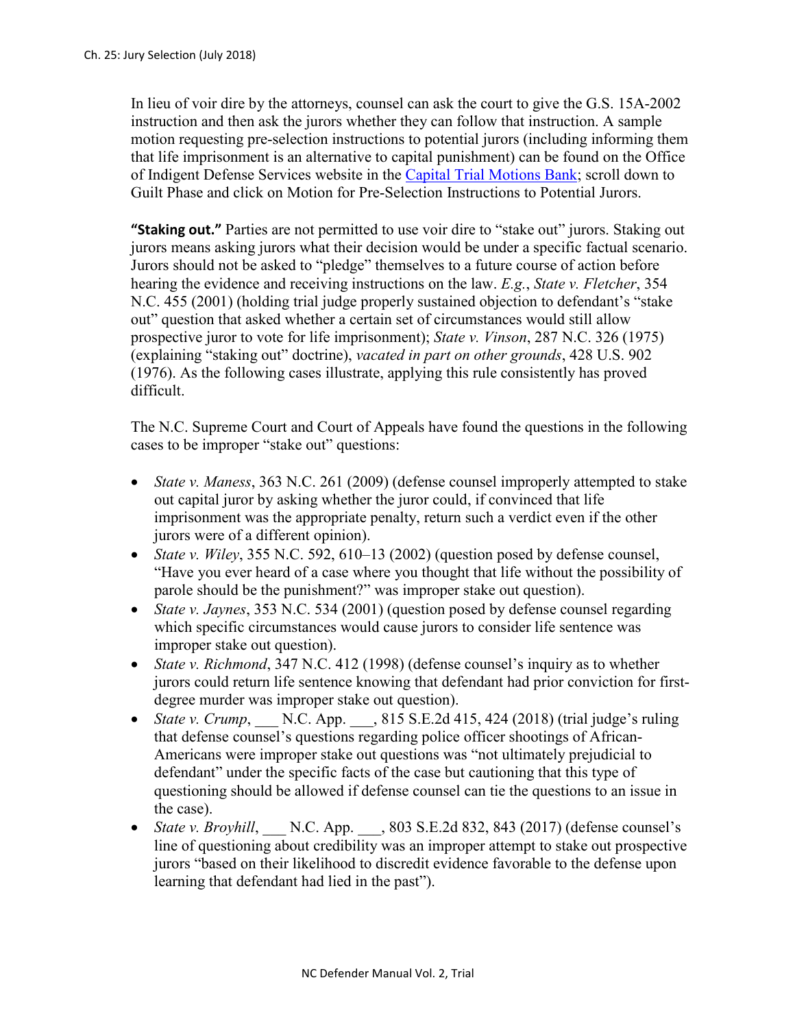In lieu of voir dire by the attorneys, counsel can ask the court to give the G.S. 15A-2002 instruction and then ask the jurors whether they can follow that instruction. A sample motion requesting pre-selection instructions to potential jurors (including informing them that life imprisonment is an alternative to capital punishment) can be found on the Office of Indigent Defense Services website in the Capital Trial Motions Bank; scroll down to Guilt Phase and click on Motion for Pre-Selection Instructions to Potential Jurors.

**"Staking out."** Parties are not permitted to use voir dire to "stake out" jurors. Staking out jurors means asking jurors what their decision would be under a specific factual scenario. Jurors should not be asked to "pledge" themselves to a future course of action before hearing the evidence and receiving instructions on the law. *E.g.*, *State v. Fletcher*, 354 N.C. 455 (2001) (holding trial judge properly sustained objection to defendant's "stake out" question that asked whether a certain set of circumstances would still allow prospective juror to vote for life imprisonment); *State v. Vinson*, 287 N.C. 326 (1975) (explaining "staking out" doctrine), *vacated in part on other grounds*, 428 U.S. 902 (1976). As the following cases illustrate, applying this rule consistently has proved difficult.

The N.C. Supreme Court and Court of Appeals have found the questions in the following cases to be improper "stake out" questions:

- *State v. Maness*, 363 N.C. 261 (2009) (defense counsel improperly attempted to stake out capital juror by asking whether the juror could, if convinced that life imprisonment was the appropriate penalty, return such a verdict even if the other jurors were of a different opinion).
- *State v. Wiley*, 355 N.C. 592, 610–13 (2002) (question posed by defense counsel, "Have you ever heard of a case where you thought that life without the possibility of parole should be the punishment?" was improper stake out question).
- *State v. Jaynes*, 353 N.C. 534 (2001) (question posed by defense counsel regarding which specific circumstances would cause jurors to consider life sentence was improper stake out question).
- *State v. Richmond*, 347 N.C. 412 (1998) (defense counsel's inquiry as to whether jurors could return life sentence knowing that defendant had prior conviction for first-degree murder was improper stake out question).
- *State v. Crump*, ___ N.C. App. ___, 815 S.E.2d 415, 424 (2018) (trial judge's ruling that defense counsel's questions regarding police officer shootings of African-Americans were improper stake out questions was "not ultimately prejudicial to defendant" under the specific facts of the case but cautioning that this type of questioning should be allowed if defense counsel can tie the questions to an issue in the case).
- *State v. Broyhill*, ___ N.C. App. ___, 803 S.E.2d 832, 843 (2017) (defense counsel's line of questioning about credibility was an improper attempt to stake out prospective jurors "based on their likelihood to discredit evidence favorable to the defense upon learning that defendant had lied in the past").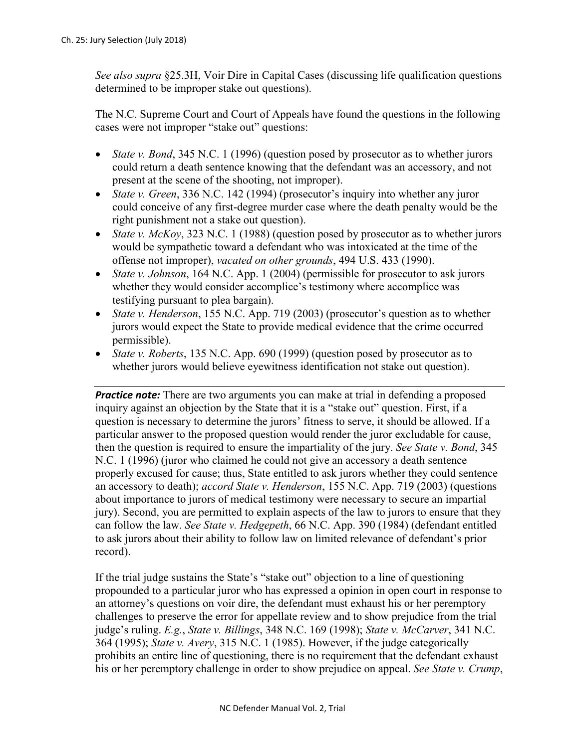*See also supra* §25.3H, Voir Dire in Capital Cases (discussing life qualification questions determined to be improper stake out questions).

The N.C. Supreme Court and Court of Appeals have found the questions in the following cases were not improper "stake out" questions:

- *State v. Bond*, 345 N.C. 1 (1996) (question posed by prosecutor as to whether jurors could return a death sentence knowing that the defendant was an accessory, and not present at the scene of the shooting, not improper).
- *State v. Green*, 336 N.C. 142 (1994) (prosecutor's inquiry into whether any juror could conceive of any first-degree murder case where the death penalty would be the right punishment not a stake out question).
- *State v. McKoy*, 323 N.C. 1 (1988) (question posed by prosecutor as to whether jurors would be sympathetic toward a defendant who was intoxicated at the time of the offense not improper), *vacated on other grounds*, 494 U.S. 433 (1990).
- *State v. Johnson*, 164 N.C. App. 1 (2004) (permissible for prosecutor to ask jurors whether they would consider accomplice's testimony where accomplice was testifying pursuant to plea bargain).
- *State v. Henderson*, 155 N.C. App. 719 (2003) (prosecutor's question as to whether jurors would expect the State to provide medical evidence that the crime occurred permissible).
- *State v. Roberts*, 135 N.C. App. 690 (1999) (question posed by prosecutor as to whether jurors would believe eyewitness identification not stake out question).

***Practice note:*** There are two arguments you can make at trial in defending a proposed inquiry against an objection by the State that it is a "stake out" question. First, if a question is necessary to determine the jurors' fitness to serve, it should be allowed. If a particular answer to the proposed question would render the juror excludable for cause, then the question is required to ensure the impartiality of the jury. *See State v. Bond*, 345 N.C. 1 (1996) (juror who claimed he could not give an accessory a death sentence properly excused for cause; thus, State entitled to ask jurors whether they could sentence an accessory to death); *accord State v. Henderson*, 155 N.C. App. 719 (2003) (questions about importance to jurors of medical testimony were necessary to secure an impartial jury). Second, you are permitted to explain aspects of the law to jurors to ensure that they can follow the law. *See State v. Hedgepeth*, 66 N.C. App. 390 (1984) (defendant entitled to ask jurors about their ability to follow law on limited relevance of defendant's prior record).

If the trial judge sustains the State's "stake out" objection to a line of questioning propounded to a particular juror who has expressed a opinion in open court in response to an attorney's questions on voir dire, the defendant must exhaust his or her peremptory challenges to preserve the error for appellate review and to show prejudice from the trial judge's ruling. *E.g.*, *State v. Billings*, 348 N.C. 169 (1998); *State v. McCarver*, 341 N.C. 364 (1995); *State v. Avery*, 315 N.C. 1 (1985). However, if the judge categorically prohibits an entire line of questioning, there is no requirement that the defendant exhaust his or her peremptory challenge in order to show prejudice on appeal. *See State v. Crump*,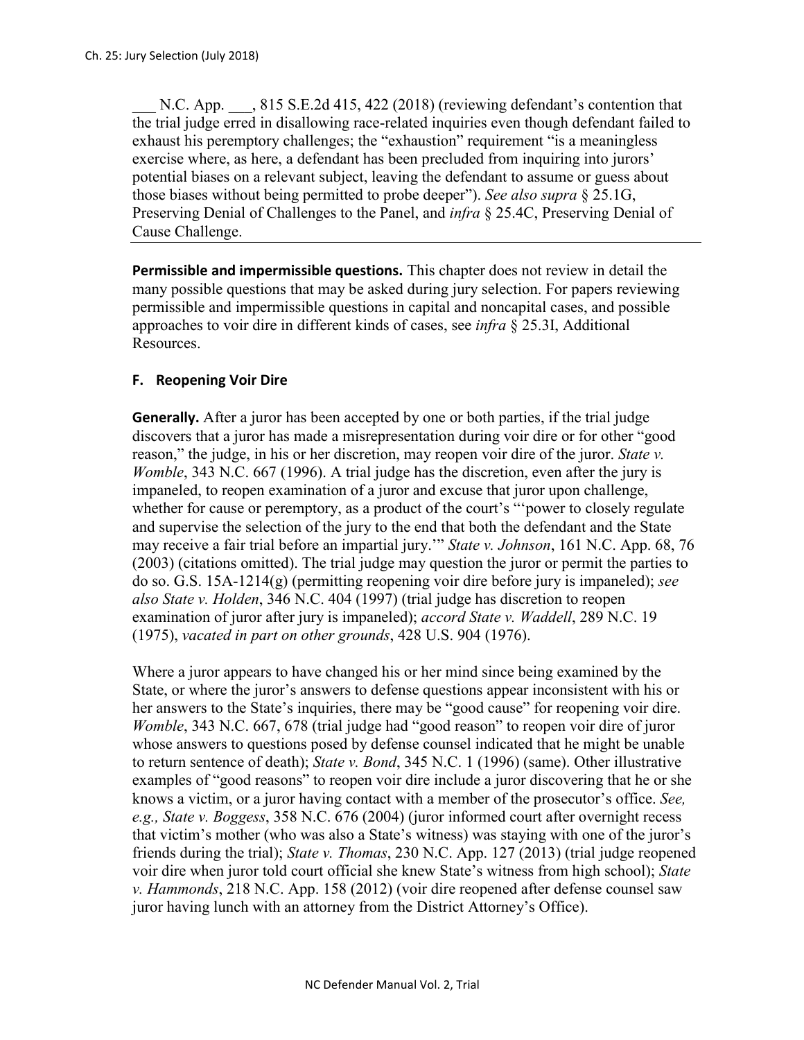___ N.C. App. ___, 815 S.E.2d 415, 422 (2018) (reviewing defendant's contention that the trial judge erred in disallowing race-related inquiries even though defendant failed to exhaust his peremptory challenges; the "exhaustion" requirement "is a meaningless exercise where, as here, a defendant has been precluded from inquiring into jurors' potential biases on a relevant subject, leaving the defendant to assume or guess about those biases without being permitted to probe deeper"). *See also supra* § 25.1G, Preserving Denial of Challenges to the Panel, and *infra* § 25.4C, Preserving Denial of Cause Challenge.

---

**Permissible and impermissible questions.** This chapter does not review in detail the many possible questions that may be asked during jury selection. For papers reviewing permissible and impermissible questions in capital and noncapital cases, and possible approaches to voir dire in different kinds of cases, see *infra* § 25.3I, Additional Resources.

### F. Reopening Voir Dire

**Generally.** After a juror has been accepted by one or both parties, if the trial judge discovers that a juror has made a misrepresentation during voir dire or for other "good reason," the judge, in his or her discretion, may reopen voir dire of the juror. *State v. Womble*, 343 N.C. 667 (1996). A trial judge has the discretion, even after the jury is impaneled, to reopen examination of a juror and excuse that juror upon challenge, whether for cause or peremptory, as a product of the court's "'power to closely regulate and supervise the selection of the jury to the end that both the defendant and the State may receive a fair trial before an impartial jury.'" *State v. Johnson*, 161 N.C. App. 68, 76 (2003) (citations omitted). The trial judge may question the juror or permit the parties to do so. G.S. 15A-1214(g) (permitting reopening voir dire before jury is impaneled); *see also State v. Holden*, 346 N.C. 404 (1997) (trial judge has discretion to reopen examination of juror after jury is impaneled); *accord State v. Waddell*, 289 N.C. 19 (1975), *vacated in part on other grounds*, 428 U.S. 904 (1976).

Where a juror appears to have changed his or her mind since being examined by the State, or where the juror's answers to defense questions appear inconsistent with his or her answers to the State's inquiries, there may be "good cause" for reopening voir dire. *Womble*, 343 N.C. 667, 678 (trial judge had "good reason" to reopen voir dire of juror whose answers to questions posed by defense counsel indicated that he might be unable to return sentence of death); *State v. Bond*, 345 N.C. 1 (1996) (same). Other illustrative examples of "good reasons" to reopen voir dire include a juror discovering that he or she knows a victim, or a juror having contact with a member of the prosecutor's office. *See, e.g., State v. Boggess*, 358 N.C. 676 (2004) (juror informed court after overnight recess that victim's mother (who was also a State's witness) was staying with one of the juror's friends during the trial); *State v. Thomas*, 230 N.C. App. 127 (2013) (trial judge reopened voir dire when juror told court official she knew State's witness from high school); *State v. Hammonds*, 218 N.C. App. 158 (2012) (voir dire reopened after defense counsel saw juror having lunch with an attorney from the District Attorney's Office).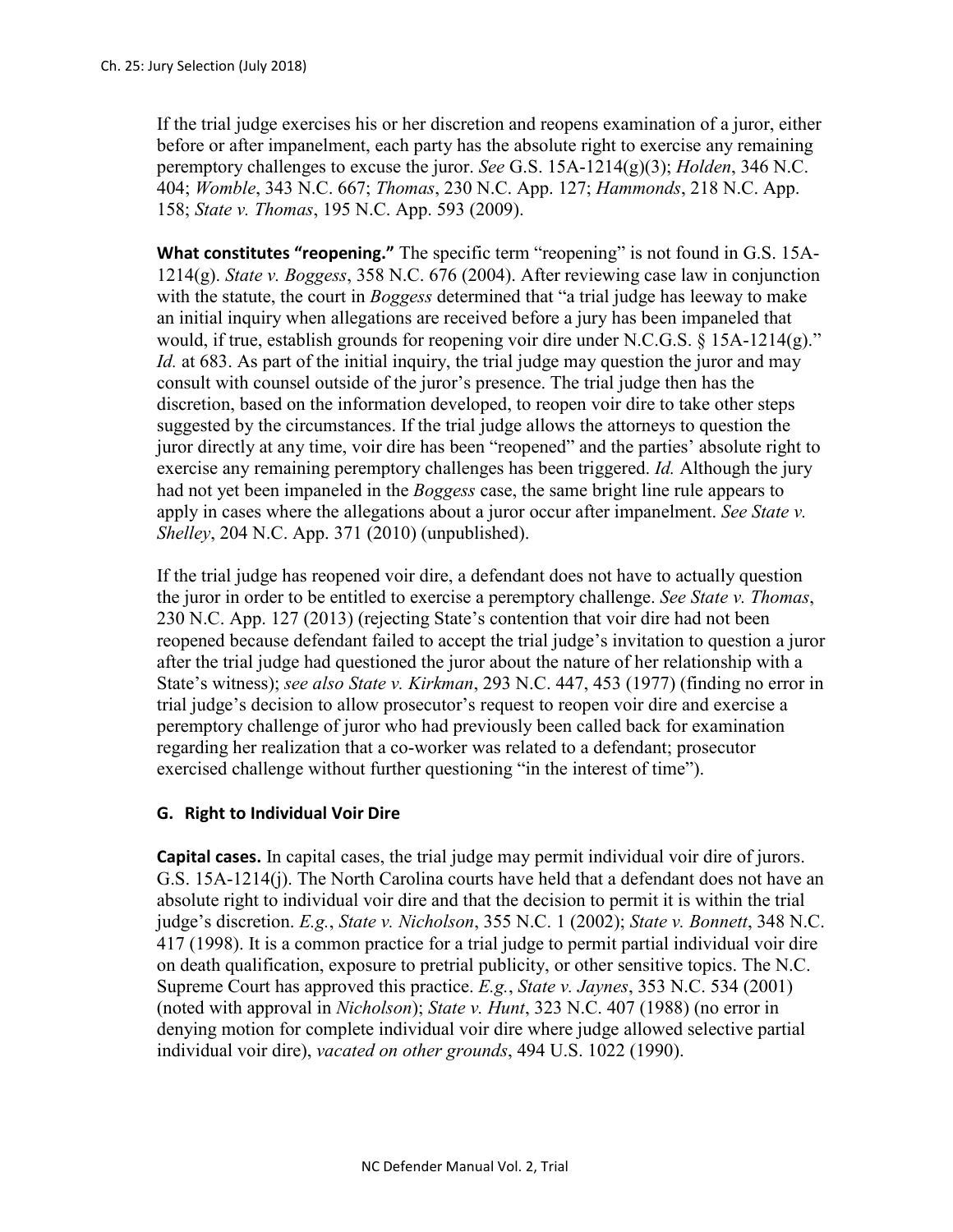If the trial judge exercises his or her discretion and reopens examination of a juror, either before or after impanelment, each party has the absolute right to exercise any remaining peremptory challenges to excuse the juror. *See* G.S. 15A-1214(g)(3); *Holden*, 346 N.C. 404; *Womble*, 343 N.C. 667; *Thomas*, 230 N.C. App. 127; *Hammonds*, 218 N.C. App. 158; *State v. Thomas*, 195 N.C. App. 593 (2009).

**What constitutes "reopening."** The specific term "reopening" is not found in G.S. 15A-1214(g). *State v. Boggess*, 358 N.C. 676 (2004). After reviewing case law in conjunction with the statute, the court in *Boggess* determined that "a trial judge has leeway to make an initial inquiry when allegations are received before a jury has been impaneled that would, if true, establish grounds for reopening voir dire under N.C.G.S. § 15A-1214(g)." *Id.* at 683. As part of the initial inquiry, the trial judge may question the juror and may consult with counsel outside of the juror's presence. The trial judge then has the discretion, based on the information developed, to reopen voir dire to take other steps suggested by the circumstances. If the trial judge allows the attorneys to question the juror directly at any time, voir dire has been "reopened" and the parties' absolute right to exercise any remaining peremptory challenges has been triggered. *Id.* Although the jury had not yet been impaneled in the *Boggess* case, the same bright line rule appears to apply in cases where the allegations about a juror occur after impanelment. *See State v. Shelley*, 204 N.C. App. 371 (2010) (unpublished).

If the trial judge has reopened voir dire, a defendant does not have to actually question the juror in order to be entitled to exercise a peremptory challenge. *See State v. Thomas*, 230 N.C. App. 127 (2013) (rejecting State's contention that voir dire had not been reopened because defendant failed to accept the trial judge's invitation to question a juror after the trial judge had questioned the juror about the nature of her relationship with a State's witness); *see also State v. Kirkman*, 293 N.C. 447, 453 (1977) (finding no error in trial judge's decision to allow prosecutor's request to reopen voir dire and exercise a peremptory challenge of juror who had previously been called back for examination regarding her realization that a co-worker was related to a defendant; prosecutor exercised challenge without further questioning "in the interest of time").

### G. Right to Individual Voir Dire

**Capital cases.** In capital cases, the trial judge may permit individual voir dire of jurors. G.S. 15A-1214(j). The North Carolina courts have held that a defendant does not have an absolute right to individual voir dire and that the decision to permit it is within the trial judge's discretion. *E.g.*, *State v. Nicholson*, 355 N.C. 1 (2002); *State v. Bonnett*, 348 N.C. 417 (1998). It is a common practice for a trial judge to permit partial individual voir dire on death qualification, exposure to pretrial publicity, or other sensitive topics. The N.C. Supreme Court has approved this practice. *E.g.*, *State v. Jaynes*, 353 N.C. 534 (2001) (noted with approval in *Nicholson*); *State v. Hunt*, 323 N.C. 407 (1988) (no error in denying motion for complete individual voir dire where judge allowed selective partial individual voir dire), *vacated on other grounds*, 494 U.S. 1022 (1990).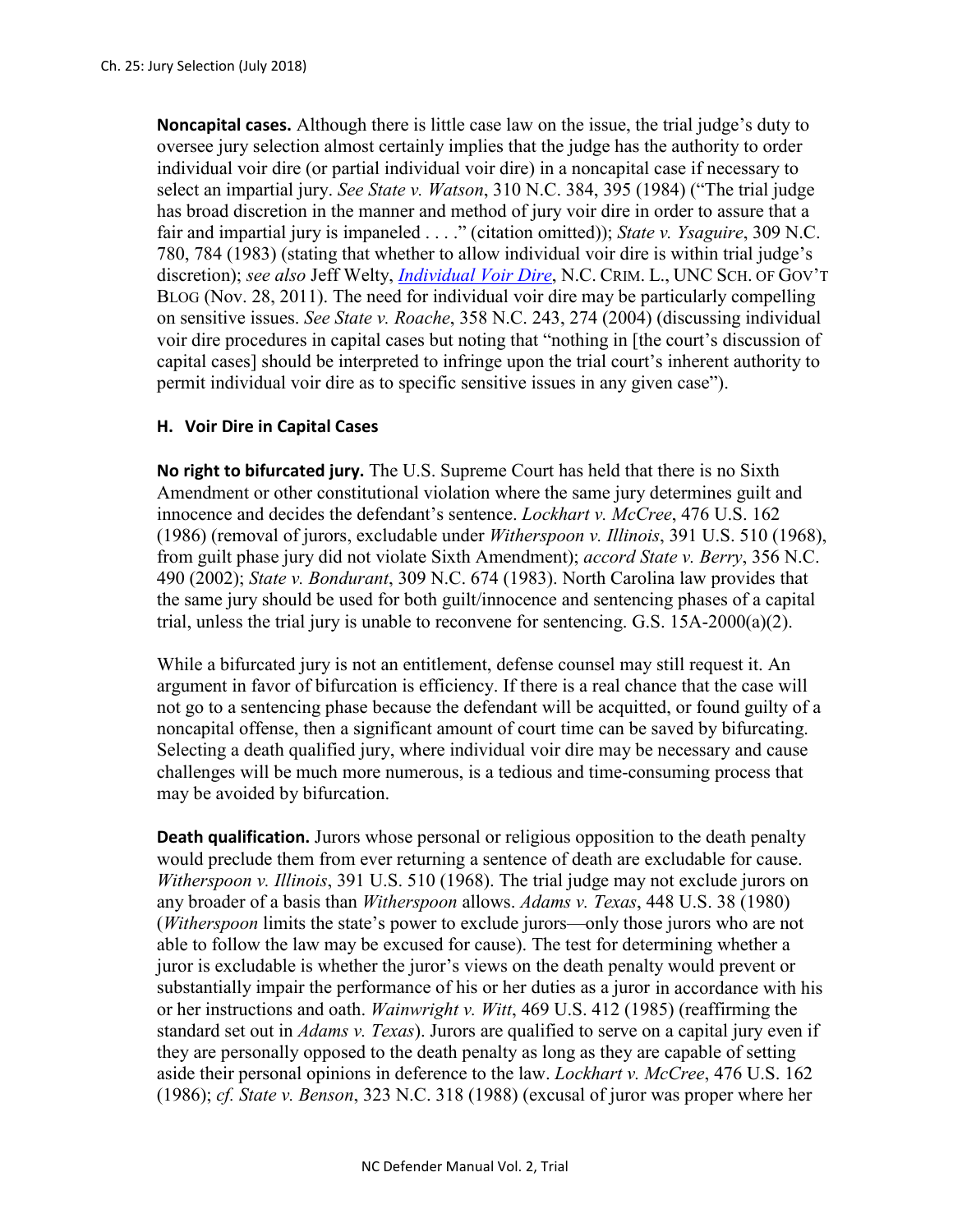**Noncapital cases.** Although there is little case law on the issue, the trial judge's duty to oversee jury selection almost certainly implies that the judge has the authority to order individual voir dire (or partial individual voir dire) in a noncapital case if necessary to select an impartial jury. *See State v. Watson*, 310 N.C. 384, 395 (1984) ("The trial judge has broad discretion in the manner and method of jury voir dire in order to assure that a fair and impartial jury is impaneled . . . ." (citation omitted)); *State v. Ysaguire*, 309 N.C. 780, 784 (1983) (stating that whether to allow individual voir dire is within trial judge's discretion); *see also* Jeff Welty, *Individual Voir Dire*, N.C. CRIM. L., UNC SCH. OF GOV'T BLOG (Nov. 28, 2011). The need for individual voir dire may be particularly compelling on sensitive issues. *See State v. Roache*, 358 N.C. 243, 274 (2004) (discussing individual voir dire procedures in capital cases but noting that "nothing in [the court's discussion of capital cases] should be interpreted to infringe upon the trial court's inherent authority to permit individual voir dire as to specific sensitive issues in any given case").

## H. Voir Dire in Capital Cases

**No right to bifurcated jury.** The U.S. Supreme Court has held that there is no Sixth Amendment or other constitutional violation where the same jury determines guilt and innocence and decides the defendant's sentence. *Lockhart v. McCree*, 476 U.S. 162 (1986) (removal of jurors, excludable under *Witherspoon v. Illinois*, 391 U.S. 510 (1968), from guilt phase jury did not violate Sixth Amendment); *accord State v. Berry*, 356 N.C. 490 (2002); *State v. Bondurant*, 309 N.C. 674 (1983). North Carolina law provides that the same jury should be used for both guilt/innocence and sentencing phases of a capital trial, unless the trial jury is unable to reconvene for sentencing. G.S. 15A-2000(a)(2).

While a bifurcated jury is not an entitlement, defense counsel may still request it. An argument in favor of bifurcation is efficiency. If there is a real chance that the case will not go to a sentencing phase because the defendant will be acquitted, or found guilty of a noncapital offense, then a significant amount of court time can be saved by bifurcating. Selecting a death qualified jury, where individual voir dire may be necessary and cause challenges will be much more numerous, is a tedious and time-consuming process that may be avoided by bifurcation.

**Death qualification.** Jurors whose personal or religious opposition to the death penalty would preclude them from ever returning a sentence of death are excludable for cause. *Witherspoon v. Illinois*, 391 U.S. 510 (1968). The trial judge may not exclude jurors on any broader of a basis than *Witherspoon* allows. *Adams v. Texas*, 448 U.S. 38 (1980) (*Witherspoon* limits the state's power to exclude jurors—only those jurors who are not able to follow the law may be excused for cause). The test for determining whether a juror is excludable is whether the juror's views on the death penalty would prevent or substantially impair the performance of his or her duties as a juror in accordance with his or her instructions and oath. *Wainwright v. Witt*, 469 U.S. 412 (1985) (reaffirming the standard set out in *Adams v. Texas*). Jurors are qualified to serve on a capital jury even if they are personally opposed to the death penalty as long as they are capable of setting aside their personal opinions in deference to the law. *Lockhart v. McCree*, 476 U.S. 162 (1986); *cf. State v. Benson*, 323 N.C. 318 (1988) (excusal of juror was proper where her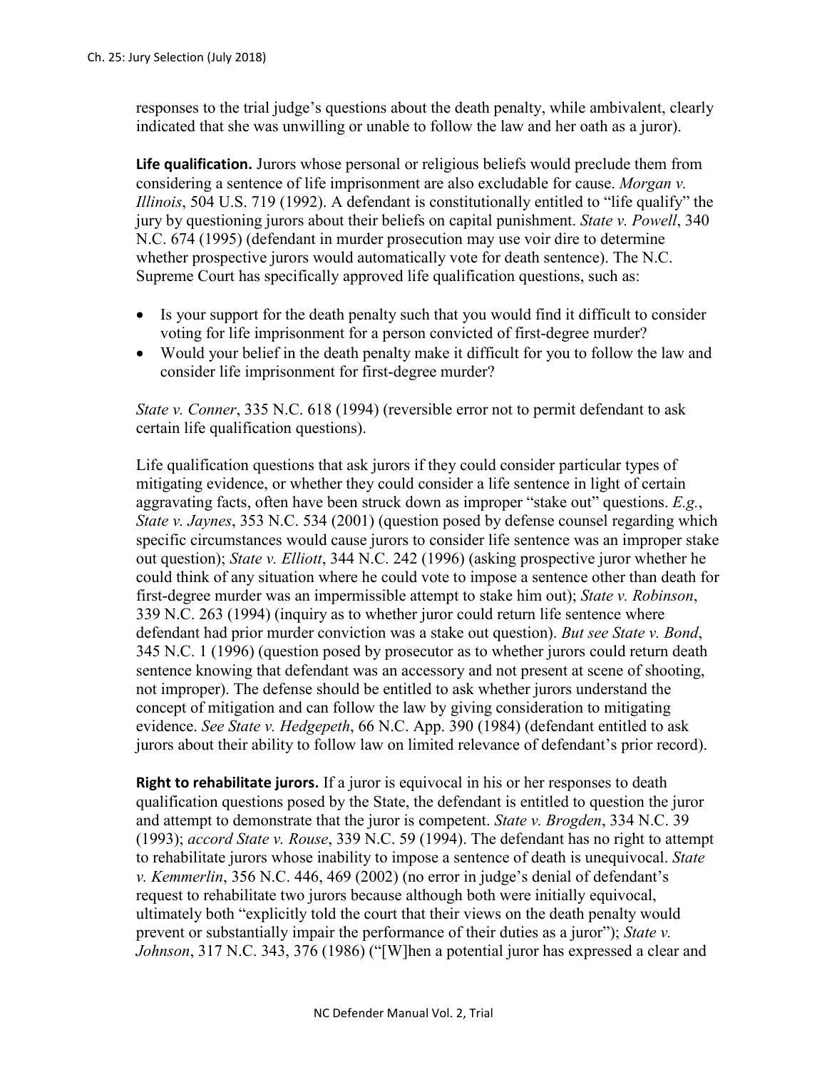responses to the trial judge's questions about the death penalty, while ambivalent, clearly indicated that she was unwilling or unable to follow the law and her oath as a juror).

**Life qualification.** Jurors whose personal or religious beliefs would preclude them from considering a sentence of life imprisonment are also excludable for cause. *Morgan v. Illinois*, 504 U.S. 719 (1992). A defendant is constitutionally entitled to "life qualify" the jury by questioning jurors about their beliefs on capital punishment. *State v. Powell*, 340 N.C. 674 (1995) (defendant in murder prosecution may use voir dire to determine whether prospective jurors would automatically vote for death sentence). The N.C. Supreme Court has specifically approved life qualification questions, such as:

- Is your support for the death penalty such that you would find it difficult to consider voting for life imprisonment for a person convicted of first-degree murder?
- Would your belief in the death penalty make it difficult for you to follow the law and consider life imprisonment for first-degree murder?

*State v. Conner*, 335 N.C. 618 (1994) (reversible error not to permit defendant to ask certain life qualification questions).

Life qualification questions that ask jurors if they could consider particular types of mitigating evidence, or whether they could consider a life sentence in light of certain aggravating facts, often have been struck down as improper "stake out" questions. *E.g.*, *State v. Jaynes*, 353 N.C. 534 (2001) (question posed by defense counsel regarding which specific circumstances would cause jurors to consider life sentence was an improper stake out question); *State v. Elliott*, 344 N.C. 242 (1996) (asking prospective juror whether he could think of any situation where he could vote to impose a sentence other than death for first-degree murder was an impermissible attempt to stake him out); *State v. Robinson*, 339 N.C. 263 (1994) (inquiry as to whether juror could return life sentence where defendant had prior murder conviction was a stake out question). *But see State v. Bond*, 345 N.C. 1 (1996) (question posed by prosecutor as to whether jurors could return death sentence knowing that defendant was an accessory and not present at scene of shooting, not improper). The defense should be entitled to ask whether jurors understand the concept of mitigation and can follow the law by giving consideration to mitigating evidence. *See State v. Hedgepeth*, 66 N.C. App. 390 (1984) (defendant entitled to ask jurors about their ability to follow law on limited relevance of defendant's prior record).

**Right to rehabilitate jurors.** If a juror is equivocal in his or her responses to death qualification questions posed by the State, the defendant is entitled to question the juror and attempt to demonstrate that the juror is competent. *State v. Brogden*, 334 N.C. 39 (1993); *accord State v. Rouse*, 339 N.C. 59 (1994). The defendant has no right to attempt to rehabilitate jurors whose inability to impose a sentence of death is unequivocal. *State v. Kemmerlin*, 356 N.C. 446, 469 (2002) (no error in judge's denial of defendant's request to rehabilitate two jurors because although both were initially equivocal, ultimately both "explicitly told the court that their views on the death penalty would prevent or substantially impair the performance of their duties as a juror"); *State v. Johnson*, 317 N.C. 343, 376 (1986) ("[W]hen a potential juror has expressed a clear and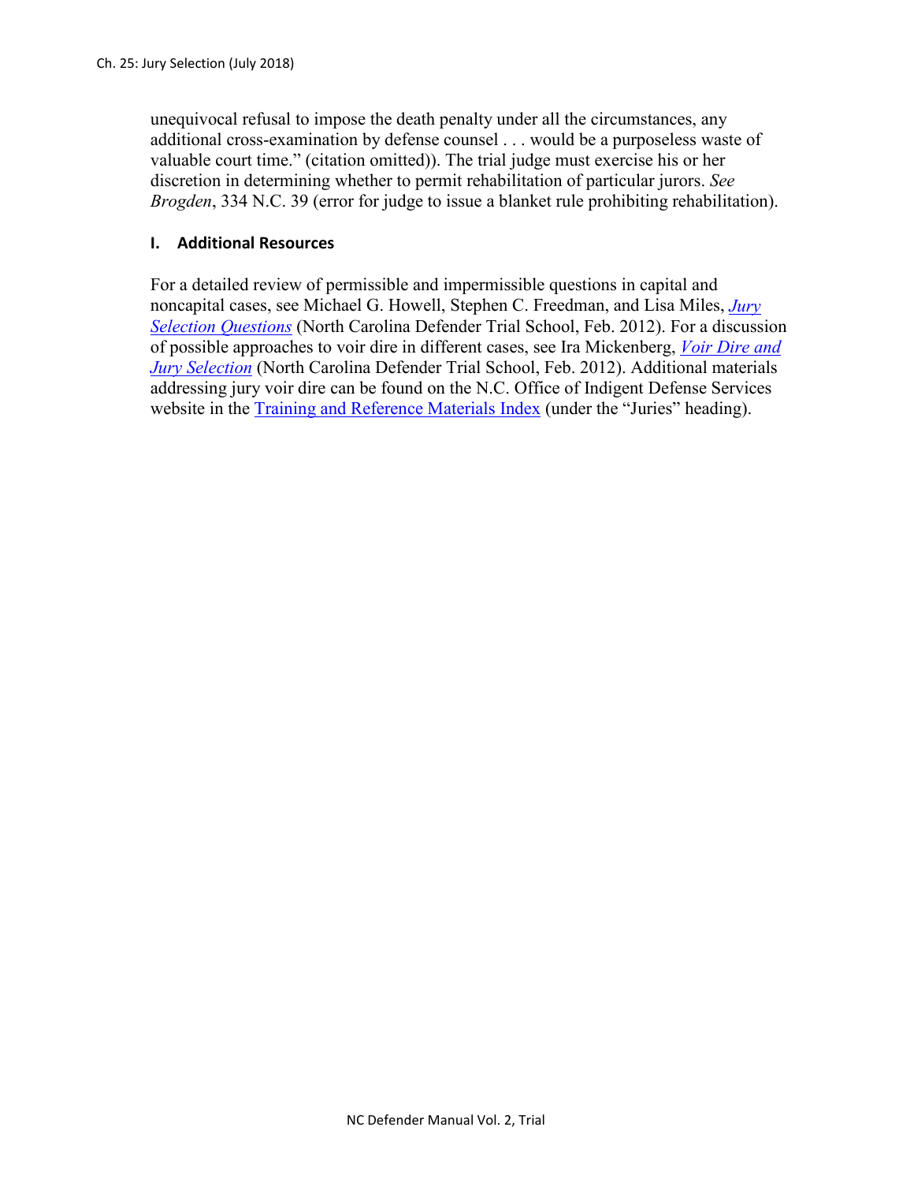unequivocal refusal to impose the death penalty under all the circumstances, any additional cross-examination by defense counsel . . . would be a purposeless waste of valuable court time." (citation omitted)). The trial judge must exercise his or her discretion in determining whether to permit rehabilitation of particular jurors. *See Brogden*, 334 N.C. 39 (error for judge to issue a blanket rule prohibiting rehabilitation).

## I. Additional Resources

For a detailed review of permissible and impermissible questions in capital and noncapital cases, see Michael G. Howell, Stephen C. Freedman, and Lisa Miles, *Jury Selection Questions* (North Carolina Defender Trial School, Feb. 2012). For a discussion of possible approaches to voir dire in different cases, see Ira Mickenberg, *Voir Dire and Jury Selection* (North Carolina Defender Trial School, Feb. 2012). Additional materials addressing jury voir dire can be found on the N.C. Office of Indigent Defense Services website in the Training and Reference Materials Index (under the "Juries" heading).